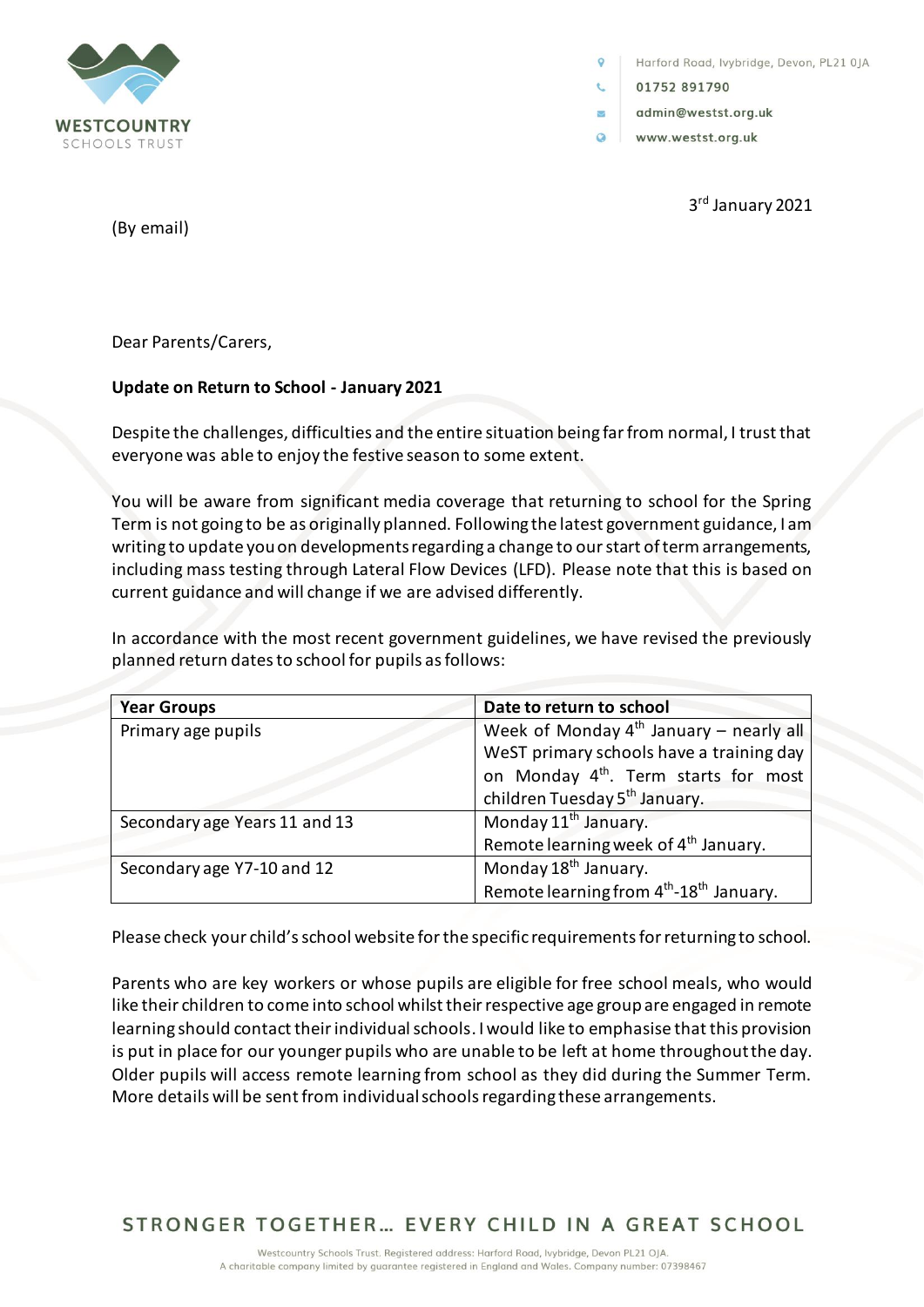WESTCOUNTRY SCHOOLS TRUST

Harford Road, Ivybridge, Devon, PL21 0JA
01752 891790
admin@wesst.org.uk
www.wesst.org.uk

3rd January 2021

(By email)

Dear Parents/Carers,

**Update on Return to School - January 2021**

Despite the challenges, difficulties and the entire situation being far from normal, I trust that everyone was able to enjoy the festive season to some extent.

You will be aware from significant media coverage that returning to school for the Spring Term is not going to be as originally planned. Following the latest government guidance, I am writing to update you on developments regarding a change to our start of term arrangements, including mass testing through Lateral Flow Devices (LFD). Please note that this is based on current guidance and will change if we are advised differently.

In accordance with the most recent government guidelines, we have revised the previously planned return dates to school for pupils as follows:

| Year Groups | Date to return to school |
|---|---|
| Primary age pupils | Week of Monday 4th January – nearly all WeST primary schools have a training day on Monday 4th. Term starts for most children Tuesday 5th January. |
| Secondary age Years 11 and 13 | Monday 11th January. Remote learning week of 4th January. |
| Secondary age Y7-10 and 12 | Monday 18th January. Remote learning from 4th-18th January. |

Please check your child's school website for the specific requirements for returning to school.

Parents who are key workers or whose pupils are eligible for free school meals, who would like their children to come into school whilst their respective age group are engaged in remote learning should contact their individual schools. I would like to emphasise that this provision is put in place for our younger pupils who are unable to be left at home throughout the day. Older pupils will access remote learning from school as they did during the Summer Term. More details will be sent from individual schools regarding these arrangements.

STRONGER TOGETHER… EVERY CHILD IN A GREAT SCHOOL

Westcountry Schools Trust. Registered address: Harford Road, Ivybridge, Devon PL21 0JA.
A charitable company limited by guarantee registered in England and Wales. Company number: 07398467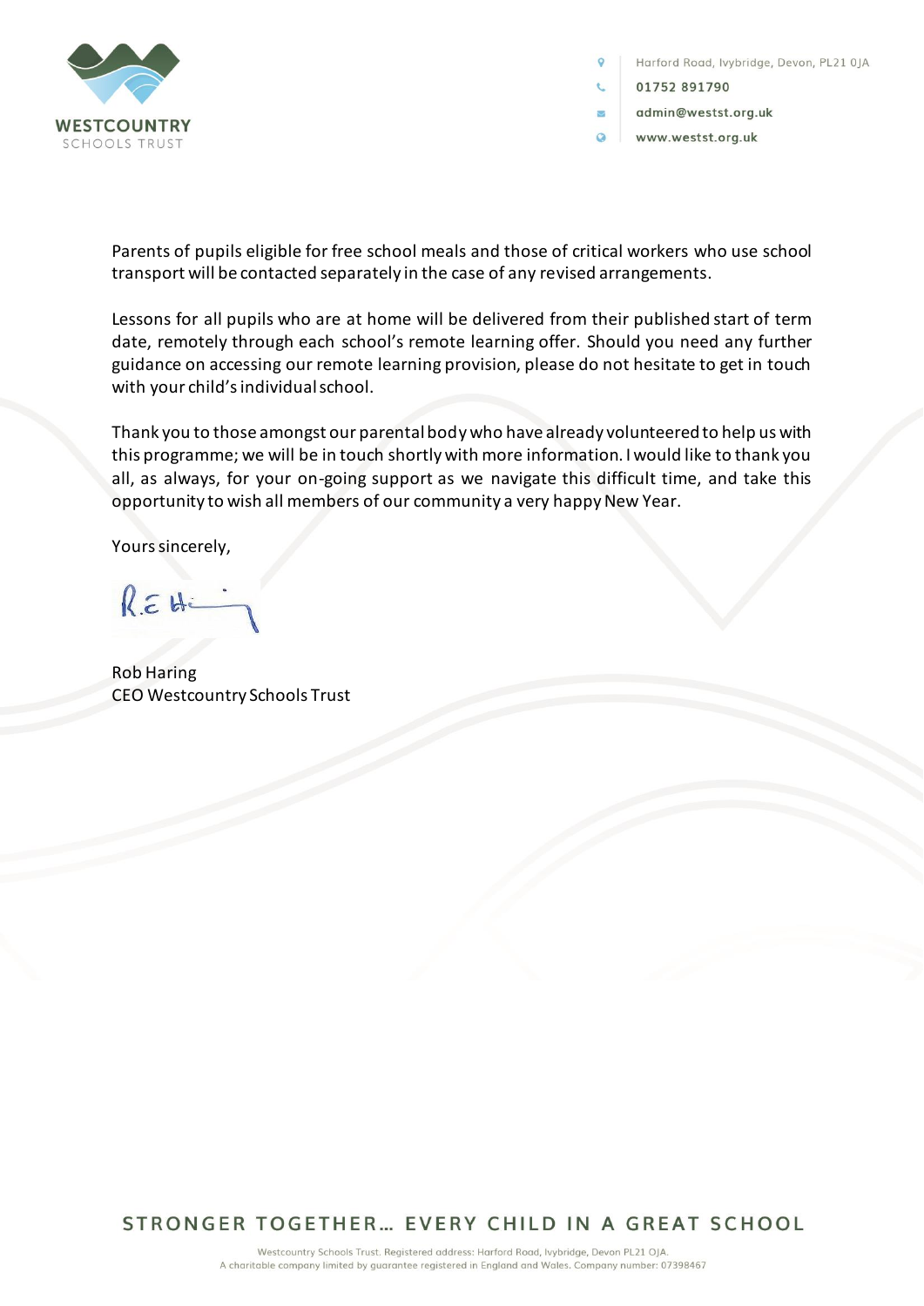Parents of pupils eligible for free school meals and those of critical workers who use school transport will be contacted separately in the case of any revised arrangements.

Lessons for all pupils who are at home will be delivered from their published start of term date, remotely through each school's remote learning offer. Should you need any further guidance on accessing our remote learning provision, please do not hesitate to get in touch with your child's individual school.

Thank you to those amongst our parental body who have already volunteered to help us with this programme; we will be in touch shortly with more information. I would like to thank you all, as always, for your on-going support as we navigate this difficult time, and take this opportunity to wish all members of our community a very happy New Year.

Yours sincerely,

Rob Haring
CEO Westcountry Schools Trust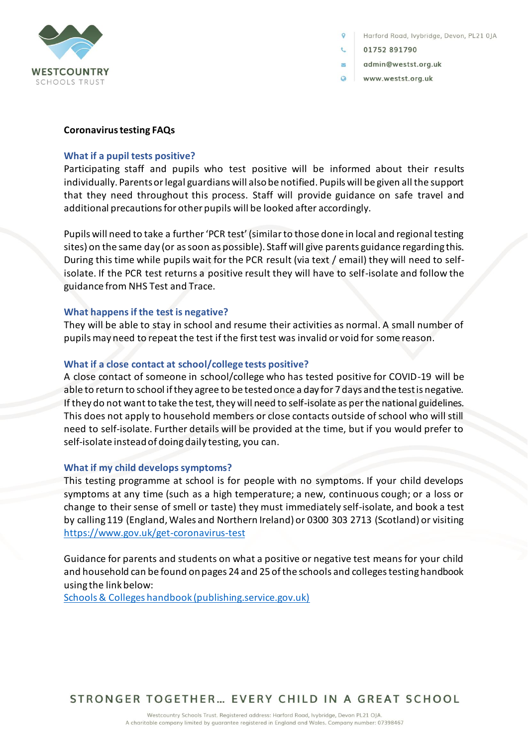**Coronavirus testing FAQs**

### What if a pupil tests positive?

Participating staff and pupils who test positive will be informed about their results individually. Parents or legal guardians will also be notified. Pupils will be given all the support that they need throughout this process. Staff will provide guidance on safe travel and additional precautions for other pupils will be looked after accordingly.

Pupils will need to take a further 'PCR test' (similar to those done in local and regional testing sites) on the same day (or as soon as possible). Staff will give parents guidance regarding this. During this time while pupils wait for the PCR result (via text / email) they will need to self-isolate. If the PCR test returns a positive result they will have to self-isolate and follow the guidance from NHS Test and Trace.

### What happens if the test is negative?

They will be able to stay in school and resume their activities as normal. A small number of pupils may need to repeat the test if the first test was invalid or void for some reason.

### What if a close contact at school/college tests positive?

A close contact of someone in school/college who has tested positive for COVID-19 will be able to return to school if they agree to be tested once a day for 7 days and the test is negative. If they do not want to take the test, they will need to self-isolate as per the national guidelines. This does not apply to household members or close contacts outside of school who will still need to self-isolate. Further details will be provided at the time, but if you would prefer to self-isolate instead of doing daily testing, you can.

### What if my child develops symptoms?

This testing programme at school is for people with no symptoms. If your child develops symptoms at any time (such as a high temperature; a new, continuous cough; or a loss or change to their sense of smell or taste) they must immediately self-isolate, and book a test by calling 119 (England, Wales and Northern Ireland) or 0300 303 2713 (Scotland) or visiting [https://www.gov.uk/get-coronavirus-test](https://www.gov.uk/get-coronavirus-test)

Guidance for parents and students on what a positive or negative test means for your child and household can be found on pages 24 and 25 of the schools and colleges testing handbook using the link below:
[Schools & Colleges handbook (publishing.service.gov.uk)]